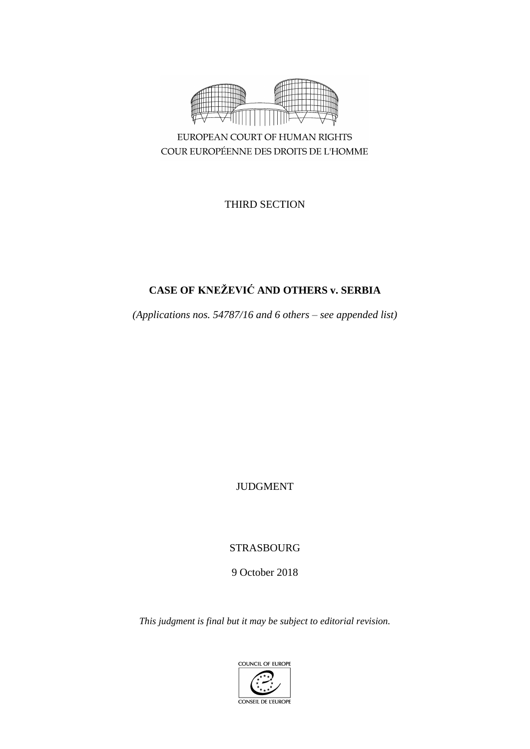EUROPEAN COURT OF HUMAN RIGHTS
COUR EUROPÉENNE DES DROITS DE L'HOMME

THIRD SECTION

# CASE OF KNEŽEVIĆ AND OTHERS v. SERBIA

*(Applications nos. 54787/16 and 6 others – see appended list)*

JUDGMENT

STRASBOURG

9 October 2018

*This judgment is final but it may be subject to editorial revision.*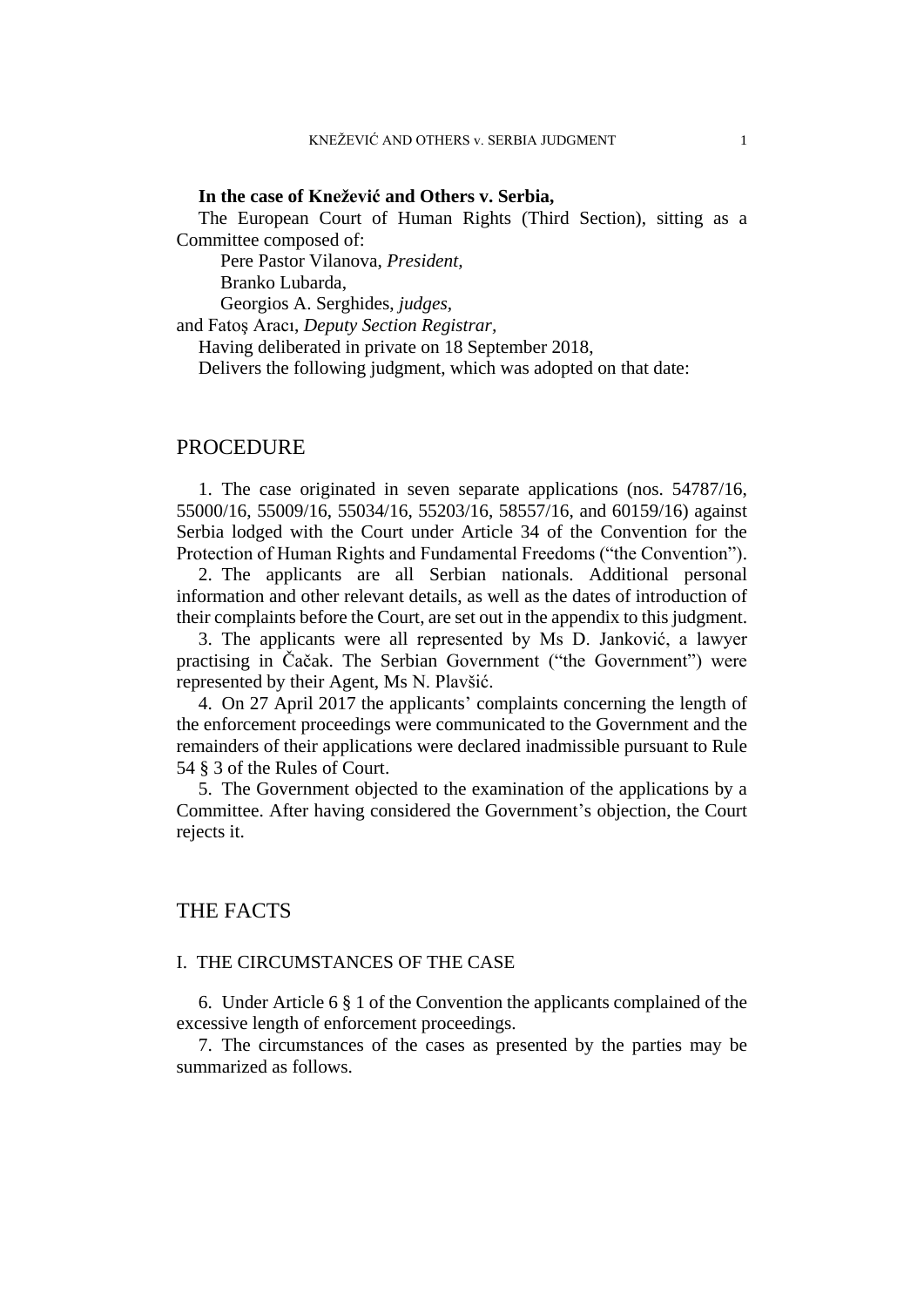**In the case of Knežević and Others v. Serbia,**

The European Court of Human Rights (Third Section), sitting as a Committee composed of:

Pere Pastor Vilanova, *President,*
Branko Lubarda,
Georgios A. Serghides, *judges,*
and Fatoş Aracı, *Deputy Section Registrar,*

Having deliberated in private on 18 September 2018,

Delivers the following judgment, which was adopted on that date:

# PROCEDURE

1. The case originated in seven separate applications (nos. 54787/16, 55000/16, 55009/16, 55034/16, 55203/16, 58557/16, and 60159/16) against Serbia lodged with the Court under Article 34 of the Convention for the Protection of Human Rights and Fundamental Freedoms ("the Convention").

2. The applicants are all Serbian nationals. Additional personal information and other relevant details, as well as the dates of introduction of their complaints before the Court, are set out in the appendix to this judgment.

3. The applicants were all represented by Ms D. Janković, a lawyer practising in Čačak. The Serbian Government ("the Government") were represented by their Agent, Ms N. Plavšić.

4. On 27 April 2017 the applicants' complaints concerning the length of the enforcement proceedings were communicated to the Government and the remainders of their applications were declared inadmissible pursuant to Rule 54 § 3 of the Rules of Court.

5. The Government objected to the examination of the applications by a Committee. After having considered the Government's objection, the Court rejects it.

# THE FACTS

## I. THE CIRCUMSTANCES OF THE CASE

6. Under Article 6 § 1 of the Convention the applicants complained of the excessive length of enforcement proceedings.

7. The circumstances of the cases as presented by the parties may be summarized as follows.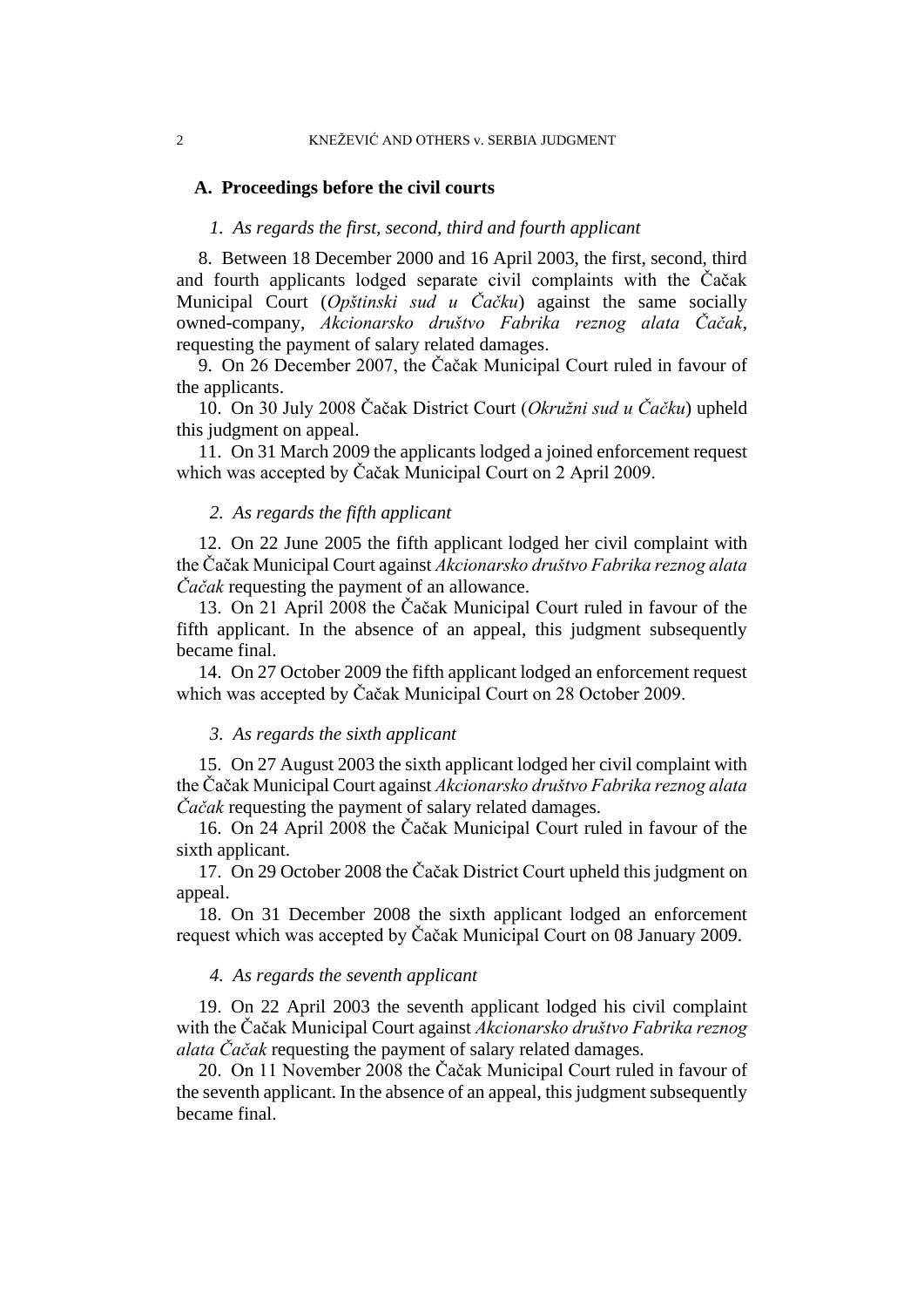### A. Proceedings before the civil courts

#### *1. As regards the first, second, third and fourth applicant*

8. Between 18 December 2000 and 16 April 2003, the first, second, third and fourth applicants lodged separate civil complaints with the Čačak Municipal Court (*Opštinski sud u Čačku*) against the same socially owned-company, *Akcionarsko društvo Fabrika reznog alata Čačak*, requesting the payment of salary related damages.

9. On 26 December 2007, the Čačak Municipal Court ruled in favour of the applicants.

10. On 30 July 2008 Čačak District Court (*Okružni sud u Čačku*) upheld this judgment on appeal.

11. On 31 March 2009 the applicants lodged a joined enforcement request which was accepted by Čačak Municipal Court on 2 April 2009.

#### *2. As regards the fifth applicant*

12. On 22 June 2005 the fifth applicant lodged her civil complaint with the Čačak Municipal Court against *Akcionarsko društvo Fabrika reznog alata Čačak* requesting the payment of an allowance.

13. On 21 April 2008 the Čačak Municipal Court ruled in favour of the fifth applicant. In the absence of an appeal, this judgment subsequently became final.

14. On 27 October 2009 the fifth applicant lodged an enforcement request which was accepted by Čačak Municipal Court on 28 October 2009.

#### *3. As regards the sixth applicant*

15. On 27 August 2003 the sixth applicant lodged her civil complaint with the Čačak Municipal Court against *Akcionarsko društvo Fabrika reznog alata Čačak* requesting the payment of salary related damages.

16. On 24 April 2008 the Čačak Municipal Court ruled in favour of the sixth applicant.

17. On 29 October 2008 the Čačak District Court upheld this judgment on appeal.

18. On 31 December 2008 the sixth applicant lodged an enforcement request which was accepted by Čačak Municipal Court on 08 January 2009.

#### *4. As regards the seventh applicant*

19. On 22 April 2003 the seventh applicant lodged his civil complaint with the Čačak Municipal Court against *Akcionarsko društvo Fabrika reznog alata Čačak* requesting the payment of salary related damages.

20. On 11 November 2008 the Čačak Municipal Court ruled in favour of the seventh applicant. In the absence of an appeal, this judgment subsequently became final.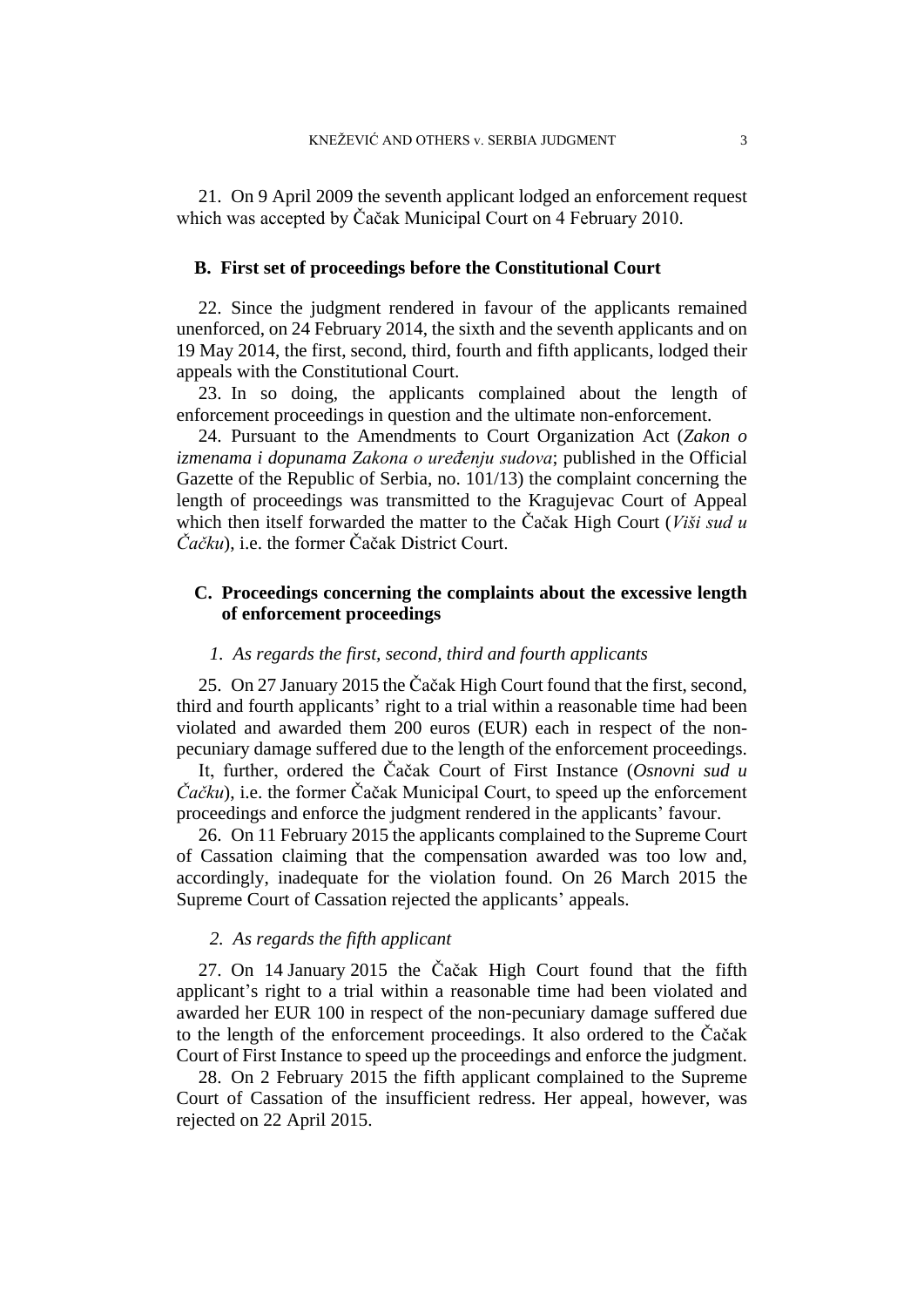21. On 9 April 2009 the seventh applicant lodged an enforcement request which was accepted by Čačak Municipal Court on 4 February 2010.

### B. First set of proceedings before the Constitutional Court

22. Since the judgment rendered in favour of the applicants remained unenforced, on 24 February 2014, the sixth and the seventh applicants and on 19 May 2014, the first, second, third, fourth and fifth applicants, lodged their appeals with the Constitutional Court.

23. In so doing, the applicants complained about the length of enforcement proceedings in question and the ultimate non-enforcement.

24. Pursuant to the Amendments to Court Organization Act (*Zakon o izmenama i dopunama Zakona o uređenju sudova*; published in the Official Gazette of the Republic of Serbia, no. 101/13) the complaint concerning the length of proceedings was transmitted to the Kragujevac Court of Appeal which then itself forwarded the matter to the Čačak High Court (*Viši sud u Čačku*), i.e. the former Čačak District Court.

### C. Proceedings concerning the complaints about the excessive length of enforcement proceedings

#### *1. As regards the first, second, third and fourth applicants*

25. On 27 January 2015 the Čačak High Court found that the first, second, third and fourth applicants' right to a trial within a reasonable time had been violated and awarded them 200 euros (EUR) each in respect of the non-pecuniary damage suffered due to the length of the enforcement proceedings.

It, further, ordered the Čačak Court of First Instance (*Osnovni sud u Čačku*), i.e. the former Čačak Municipal Court, to speed up the enforcement proceedings and enforce the judgment rendered in the applicants' favour.

26. On 11 February 2015 the applicants complained to the Supreme Court of Cassation claiming that the compensation awarded was too low and, accordingly, inadequate for the violation found. On 26 March 2015 the Supreme Court of Cassation rejected the applicants' appeals.

#### *2. As regards the fifth applicant*

27. On 14 January 2015 the Čačak High Court found that the fifth applicant's right to a trial within a reasonable time had been violated and awarded her EUR 100 in respect of the non-pecuniary damage suffered due to the length of the enforcement proceedings. It also ordered to the Čačak Court of First Instance to speed up the proceedings and enforce the judgment.

28. On 2 February 2015 the fifth applicant complained to the Supreme Court of Cassation of the insufficient redress. Her appeal, however, was rejected on 22 April 2015.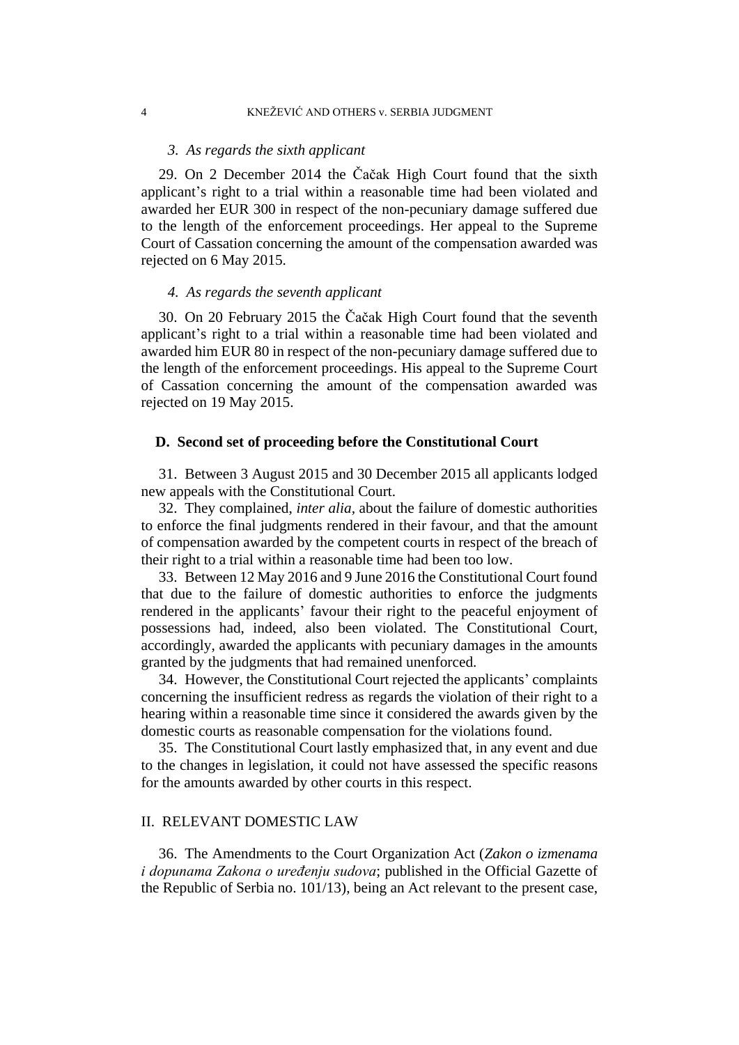### *3. As regards the sixth applicant*

29. On 2 December 2014 the Čačak High Court found that the sixth applicant's right to a trial within a reasonable time had been violated and awarded her EUR 300 in respect of the non-pecuniary damage suffered due to the length of the enforcement proceedings. Her appeal to the Supreme Court of Cassation concerning the amount of the compensation awarded was rejected on 6 May 2015.

### *4. As regards the seventh applicant*

30. On 20 February 2015 the Čačak High Court found that the seventh applicant's right to a trial within a reasonable time had been violated and awarded him EUR 80 in respect of the non-pecuniary damage suffered due to the length of the enforcement proceedings. His appeal to the Supreme Court of Cassation concerning the amount of the compensation awarded was rejected on 19 May 2015.

## **D. Second set of proceeding before the Constitutional Court**

31. Between 3 August 2015 and 30 December 2015 all applicants lodged new appeals with the Constitutional Court.

32. They complained, *inter alia*, about the failure of domestic authorities to enforce the final judgments rendered in their favour, and that the amount of compensation awarded by the competent courts in respect of the breach of their right to a trial within a reasonable time had been too low.

33. Between 12 May 2016 and 9 June 2016 the Constitutional Court found that due to the failure of domestic authorities to enforce the judgments rendered in the applicants' favour their right to the peaceful enjoyment of possessions had, indeed, also been violated. The Constitutional Court, accordingly, awarded the applicants with pecuniary damages in the amounts granted by the judgments that had remained unenforced.

34. However, the Constitutional Court rejected the applicants' complaints concerning the insufficient redress as regards the violation of their right to a hearing within a reasonable time since it considered the awards given by the domestic courts as reasonable compensation for the violations found.

35. The Constitutional Court lastly emphasized that, in any event and due to the changes in legislation, it could not have assessed the specific reasons for the amounts awarded by other courts in this respect.

## II. RELEVANT DOMESTIC LAW

36. The Amendments to the Court Organization Act (*Zakon o izmenama i dopunama Zakona o uređenju sudova*; published in the Official Gazette of the Republic of Serbia no. 101/13), being an Act relevant to the present case,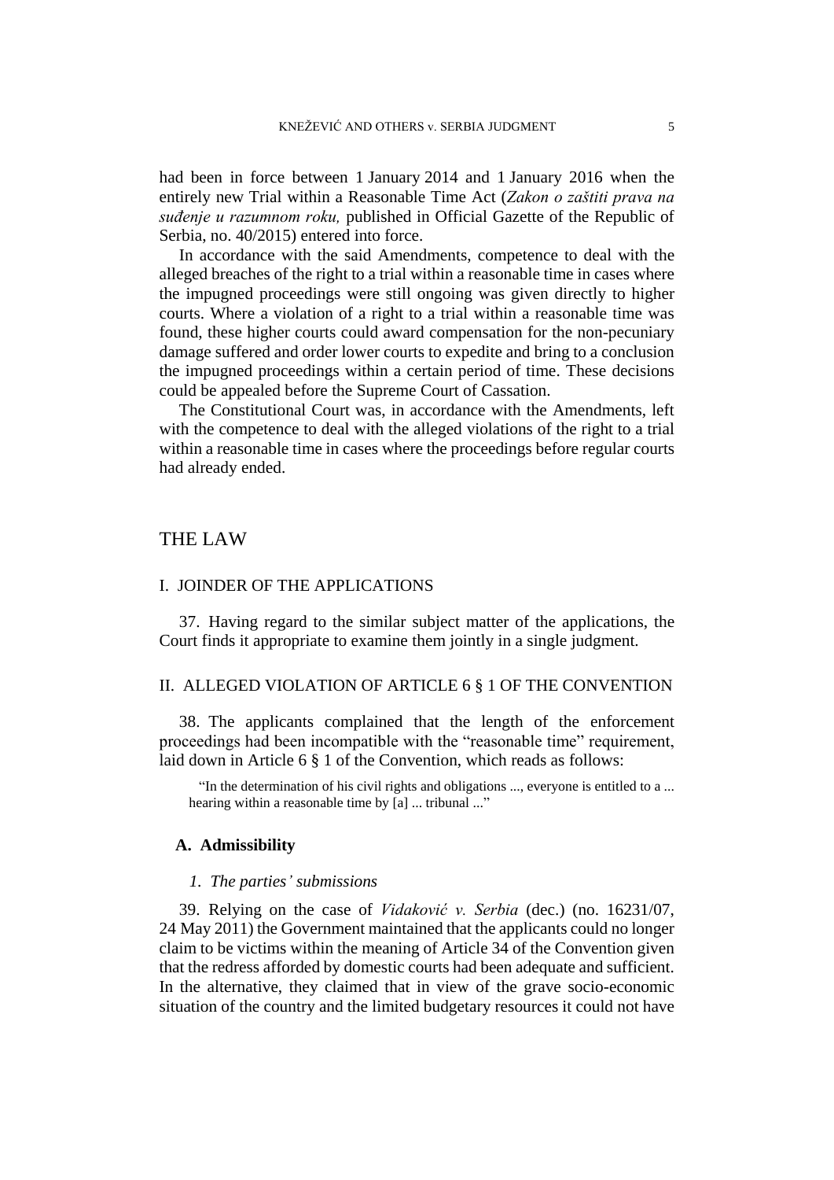had been in force between 1 January 2014 and 1 January 2016 when the entirely new Trial within a Reasonable Time Act (*Zakon o zaštiti prava na suđenje u razumnom roku,* published in Official Gazette of the Republic of Serbia, no. 40/2015) entered into force.

In accordance with the said Amendments, competence to deal with the alleged breaches of the right to a trial within a reasonable time in cases where the impugned proceedings were still ongoing was given directly to higher courts. Where a violation of a right to a trial within a reasonable time was found, these higher courts could award compensation for the non-pecuniary damage suffered and order lower courts to expedite and bring to a conclusion the impugned proceedings within a certain period of time. These decisions could be appealed before the Supreme Court of Cassation.

The Constitutional Court was, in accordance with the Amendments, left with the competence to deal with the alleged violations of the right to a trial within a reasonable time in cases where the proceedings before regular courts had already ended.

# THE LAW

## I. JOINDER OF THE APPLICATIONS

37. Having regard to the similar subject matter of the applications, the Court finds it appropriate to examine them jointly in a single judgment.

## II. ALLEGED VIOLATION OF ARTICLE 6 § 1 OF THE CONVENTION

38. The applicants complained that the length of the enforcement proceedings had been incompatible with the "reasonable time" requirement, laid down in Article 6 § 1 of the Convention, which reads as follows:

> "In the determination of his civil rights and obligations ..., everyone is entitled to a ... hearing within a reasonable time by [a] ... tribunal ..."

### A. Admissibility

#### *1. The parties' submissions*

39. Relying on the case of *Vidaković v. Serbia* (dec.) (no. 16231/07, 24 May 2011) the Government maintained that the applicants could no longer claim to be victims within the meaning of Article 34 of the Convention given that the redress afforded by domestic courts had been adequate and sufficient. In the alternative, they claimed that in view of the grave socio-economic situation of the country and the limited budgetary resources it could not have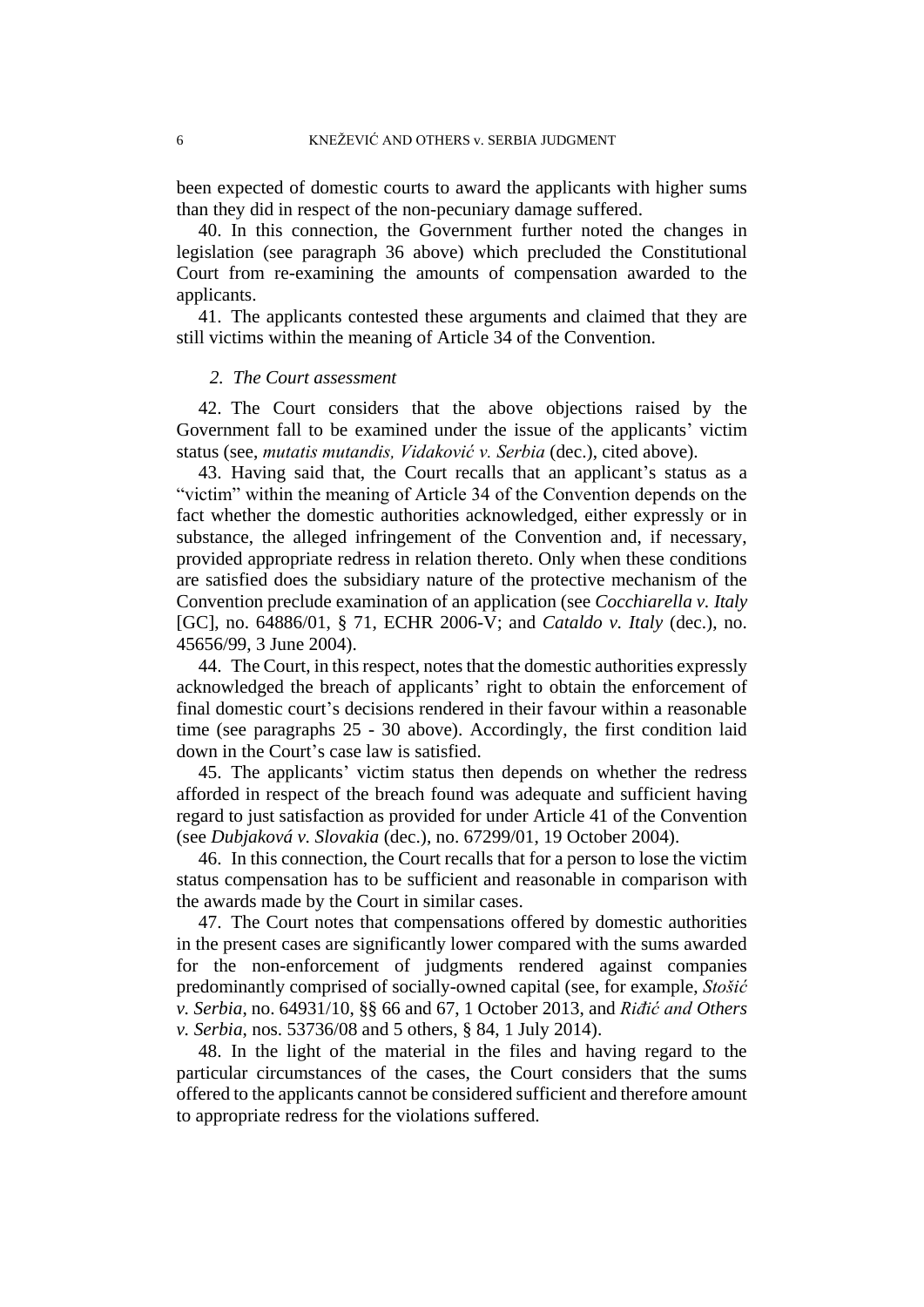been expected of domestic courts to award the applicants with higher sums than they did in respect of the non-pecuniary damage suffered.

40. In this connection, the Government further noted the changes in legislation (see paragraph 36 above) which precluded the Constitutional Court from re-examining the amounts of compensation awarded to the applicants.

41. The applicants contested these arguments and claimed that they are still victims within the meaning of Article 34 of the Convention.

*2. The Court assessment*

42. The Court considers that the above objections raised by the Government fall to be examined under the issue of the applicants' victim status (see, *mutatis mutandis, Vidaković v. Serbia* (dec.), cited above).

43. Having said that, the Court recalls that an applicant's status as a "victim" within the meaning of Article 34 of the Convention depends on the fact whether the domestic authorities acknowledged, either expressly or in substance, the alleged infringement of the Convention and, if necessary, provided appropriate redress in relation thereto. Only when these conditions are satisfied does the subsidiary nature of the protective mechanism of the Convention preclude examination of an application (see *Cocchiarella v. Italy* [GC], no. 64886/01, § 71, ECHR 2006-V; and *Cataldo v. Italy* (dec.), no. 45656/99, 3 June 2004).

44. The Court, in this respect, notes that the domestic authorities expressly acknowledged the breach of applicants' right to obtain the enforcement of final domestic court's decisions rendered in their favour within a reasonable time (see paragraphs 25 - 30 above). Accordingly, the first condition laid down in the Court's case law is satisfied.

45. The applicants' victim status then depends on whether the redress afforded in respect of the breach found was adequate and sufficient having regard to just satisfaction as provided for under Article 41 of the Convention (see *Dubjaková v. Slovakia* (dec.), no. 67299/01, 19 October 2004).

46. In this connection, the Court recalls that for a person to lose the victim status compensation has to be sufficient and reasonable in comparison with the awards made by the Court in similar cases.

47. The Court notes that compensations offered by domestic authorities in the present cases are significantly lower compared with the sums awarded for the non-enforcement of judgments rendered against companies predominantly comprised of socially-owned capital (see, for example, *Stošić v. Serbia*, no. 64931/10, §§ 66 and 67, 1 October 2013, and *Riđić and Others v. Serbia*, nos. 53736/08 and 5 others, § 84, 1 July 2014).

48. In the light of the material in the files and having regard to the particular circumstances of the cases, the Court considers that the sums offered to the applicants cannot be considered sufficient and therefore amount to appropriate redress for the violations suffered.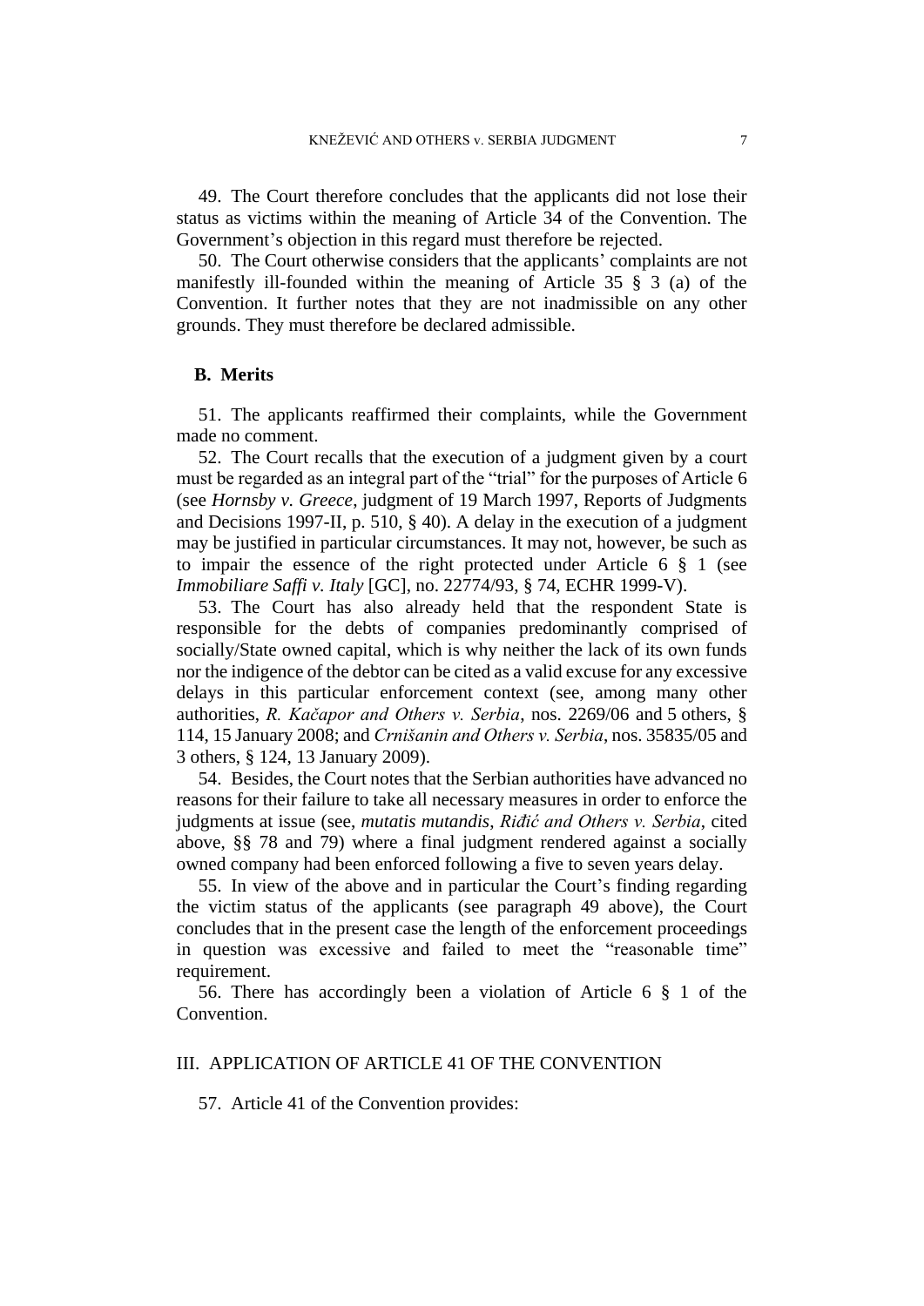49. The Court therefore concludes that the applicants did not lose their status as victims within the meaning of Article 34 of the Convention. The Government's objection in this regard must therefore be rejected.

50. The Court otherwise considers that the applicants' complaints are not manifestly ill-founded within the meaning of Article 35 § 3 (a) of the Convention. It further notes that they are not inadmissible on any other grounds. They must therefore be declared admissible.

### B. Merits

51. The applicants reaffirmed their complaints, while the Government made no comment.

52. The Court recalls that the execution of a judgment given by a court must be regarded as an integral part of the "trial" for the purposes of Article 6 (see *Hornsby v. Greece*, judgment of 19 March 1997, Reports of Judgments and Decisions 1997-II, p. 510, § 40). A delay in the execution of a judgment may be justified in particular circumstances. It may not, however, be such as to impair the essence of the right protected under Article 6 § 1 (see *Immobiliare Saffi v. Italy* [GC], no. 22774/93, § 74, ECHR 1999-V).

53. The Court has also already held that the respondent State is responsible for the debts of companies predominantly comprised of socially/State owned capital, which is why neither the lack of its own funds nor the indigence of the debtor can be cited as a valid excuse for any excessive delays in this particular enforcement context (see, among many other authorities, *R. Kačapor and Others v. Serbia*, nos. 2269/06 and 5 others, § 114, 15 January 2008; and *Crnišanin and Others v. Serbia*, nos. 35835/05 and 3 others, § 124, 13 January 2009).

54. Besides, the Court notes that the Serbian authorities have advanced no reasons for their failure to take all necessary measures in order to enforce the judgments at issue (see, *mutatis mutandis*, *Riđić and Others v. Serbia*, cited above, §§ 78 and 79) where a final judgment rendered against a socially owned company had been enforced following a five to seven years delay.

55. In view of the above and in particular the Court's finding regarding the victim status of the applicants (see paragraph 49 above), the Court concludes that in the present case the length of the enforcement proceedings in question was excessive and failed to meet the "reasonable time" requirement.

56. There has accordingly been a violation of Article 6 § 1 of the Convention.

## III. APPLICATION OF ARTICLE 41 OF THE CONVENTION

57. Article 41 of the Convention provides: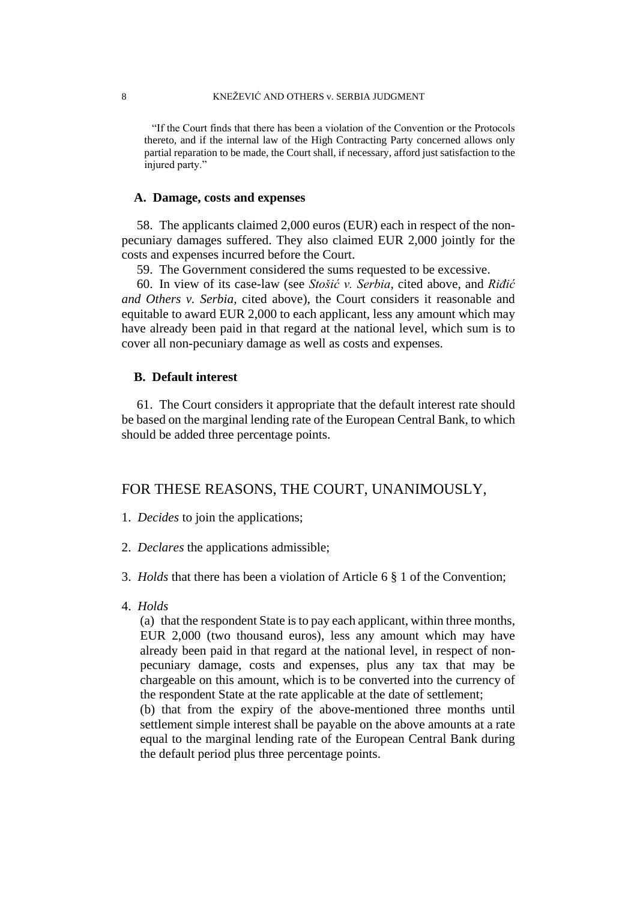"If the Court finds that there has been a violation of the Convention or the Protocols thereto, and if the internal law of the High Contracting Party concerned allows only partial reparation to be made, the Court shall, if necessary, afford just satisfaction to the injured party."

### A. Damage, costs and expenses

58. The applicants claimed 2,000 euros (EUR) each in respect of the non-pecuniary damages suffered. They also claimed EUR 2,000 jointly for the costs and expenses incurred before the Court.

59. The Government considered the sums requested to be excessive.

60. In view of its case-law (see *Stošić v. Serbia*, cited above, and *Riđić and Others v. Serbia*, cited above), the Court considers it reasonable and equitable to award EUR 2,000 to each applicant, less any amount which may have already been paid in that regard at the national level, which sum is to cover all non-pecuniary damage as well as costs and expenses.

### B. Default interest

61. The Court considers it appropriate that the default interest rate should be based on the marginal lending rate of the European Central Bank, to which should be added three percentage points.

## FOR THESE REASONS, THE COURT, UNANIMOUSLY,

1. *Decides* to join the applications;

2. *Declares* the applications admissible;

3. *Holds* that there has been a violation of Article 6 § 1 of the Convention;

4. *Holds*

   (a) that the respondent State is to pay each applicant, within three months, EUR 2,000 (two thousand euros), less any amount which may have already been paid in that regard at the national level, in respect of non-pecuniary damage, costs and expenses, plus any tax that may be chargeable on this amount, which is to be converted into the currency of the respondent State at the rate applicable at the date of settlement;

   (b) that from the expiry of the above-mentioned three months until settlement simple interest shall be payable on the above amounts at a rate equal to the marginal lending rate of the European Central Bank during the default period plus three percentage points.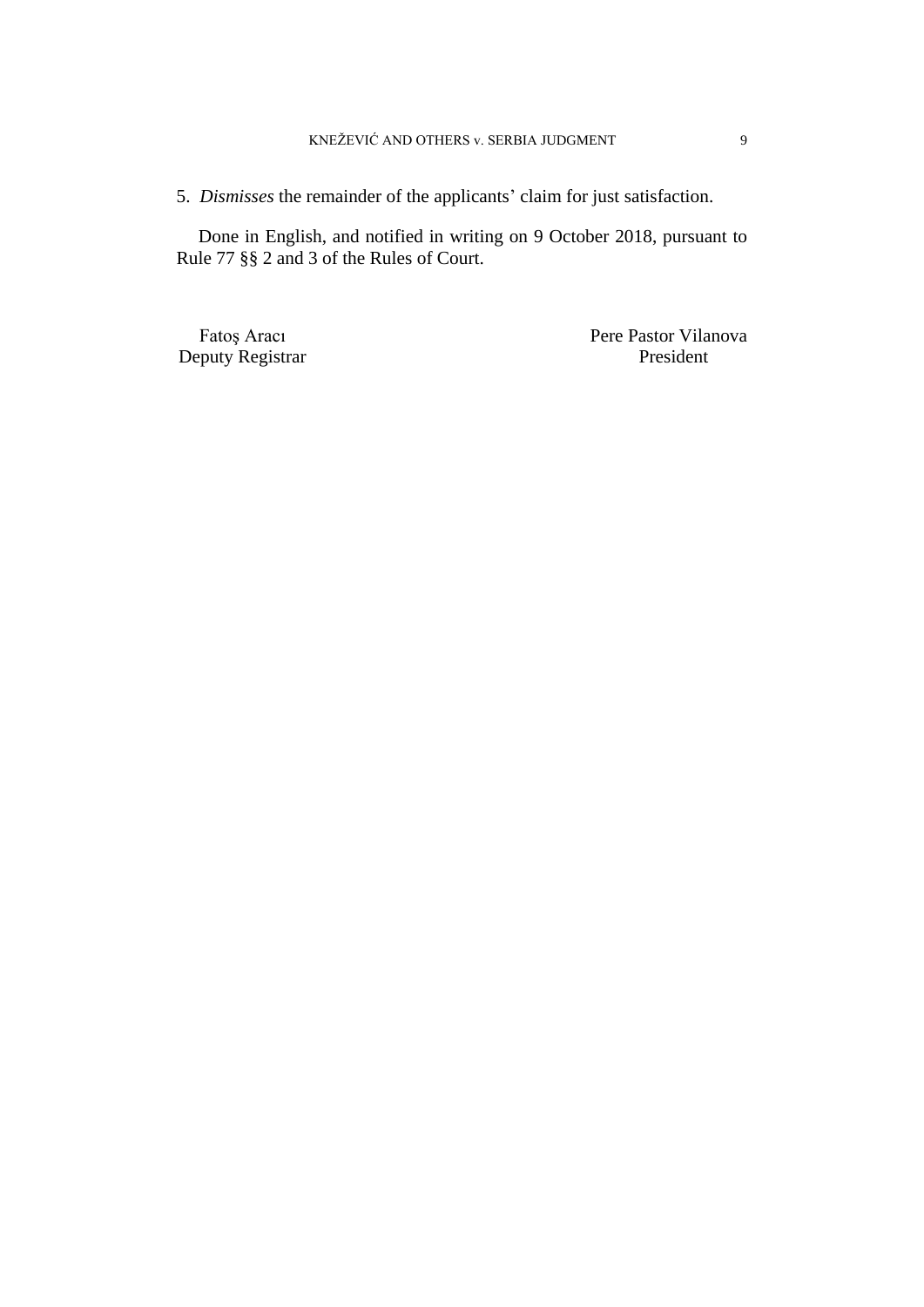5. *Dismisses* the remainder of the applicants' claim for just satisfaction.

Done in English, and notified in writing on 9 October 2018, pursuant to Rule 77 §§ 2 and 3 of the Rules of Court.

Fatoş Aracı
Deputy Registrar

Pere Pastor Vilanova
President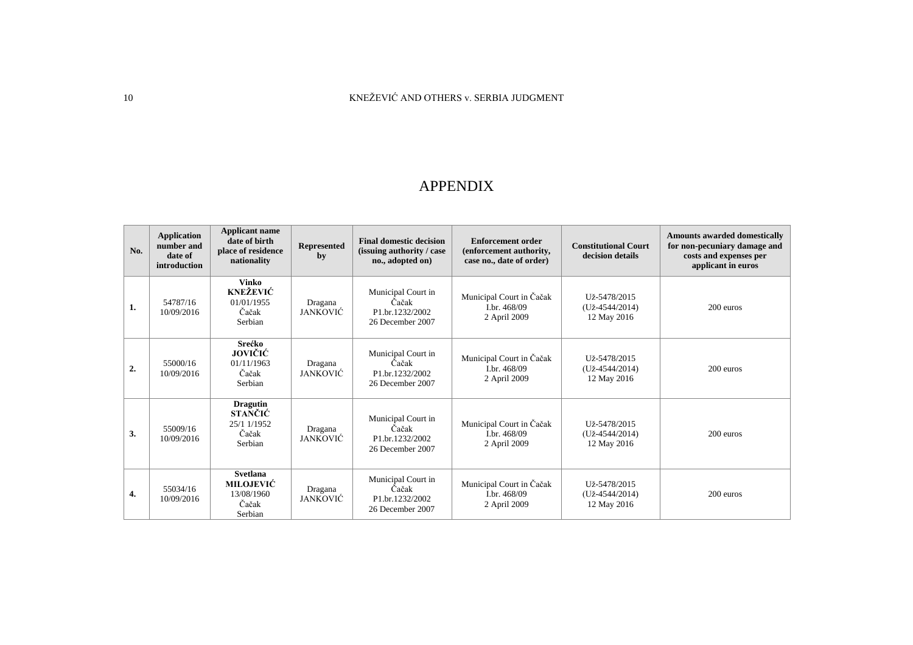# APPENDIX

| No. | Application number and date of introduction | Applicant name date of birth place of residence nationality | Represented by | Final domestic decision (issuing authority / case no., adopted on) | Enforcement order (enforcement authority, case no., date of order) | Constitutional Court decision details | Amounts awarded domestically for non-pecuniary damage and costs and expenses per applicant in euros |
|---|---|---|---|---|---|---|---|
| **1.** | 54787/16 10/09/2016 | **Vinko KNEŽEVIĆ** 01/01/1955 Čačak Serbian | Dragana JANKOVIĆ | Municipal Court in Čačak P1.br.1232/2002 26 December 2007 | Municipal Court in Čačak I.br. 468/09 2 April 2009 | Už-5478/2015 (Už-4544/2014) 12 May 2016 | 200 euros |
| **2.** | 55000/16 10/09/2016 | **Srećko JOVIČIĆ** 01/11/1963 Čačak Serbian | Dragana JANKOVIĆ | Municipal Court in Čačak P1.br.1232/2002 26 December 2007 | Municipal Court in Čačak I.br. 468/09 2 April 2009 | Už-5478/2015 (Už-4544/2014) 12 May 2016 | 200 euros |
| **3.** | 55009/16 10/09/2016 | **Dragutin STANČIĆ** 25/1 1/1952 Čačak Serbian | Dragana JANKOVIĆ | Municipal Court in Čačak P1.br.1232/2002 26 December 2007 | Municipal Court in Čačak I.br. 468/09 2 April 2009 | Už-5478/2015 (Už-4544/2014) 12 May 2016 | 200 euros |
| **4.** | 55034/16 10/09/2016 | **Svetlana MILOJEVIĆ** 13/08/1960 Čačak Serbian | Dragana JANKOVIĆ | Municipal Court in Čačak P1.br.1232/2002 26 December 2007 | Municipal Court in Čačak I.br. 468/09 2 April 2009 | Už-5478/2015 (Už-4544/2014) 12 May 2016 | 200 euros |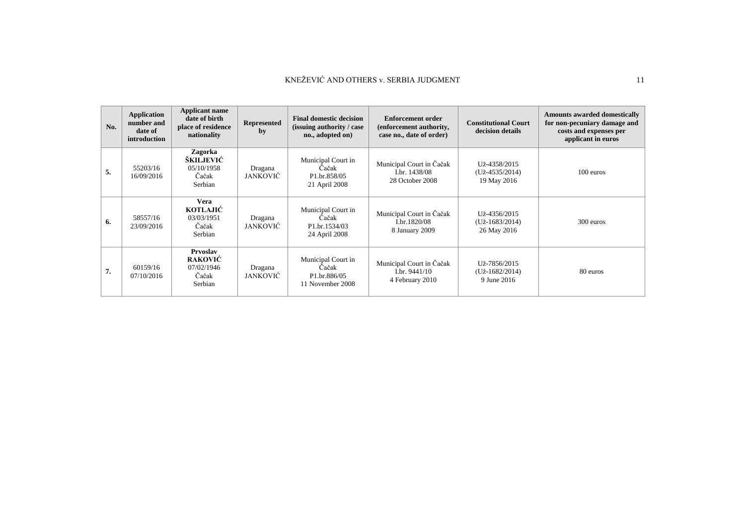| No. | Application number and date of introduction | Applicant name date of birth place of residence nationality | Represented by | Final domestic decision (issuing authority / case no., adopted on) | Enforcement order (enforcement authority, case no., date of order) | Constitutional Court decision details | Amounts awarded domestically for non-pecuniary damage and costs and expenses per applicant in euros |
|---|---|---|---|---|---|---|---|
| **5.** | 55203/16 16/09/2016 | **Zagorka ŠKILJEVIĆ** 05/10/1958 Čačak Serbian | Dragana JANKOVIĆ | Municipal Court in Čačak P1.br.858/05 21 April 2008 | Municipal Court in Čačak I.br. 1438/08 28 October 2008 | Už-4358/2015 (Už-4535/2014) 19 May 2016 | 100 euros |
| **6.** | 58557/16 23/09/2016 | **Vera KOTLAJIĆ** 03/03/1951 Čačak Serbian | Dragana JANKOVIĆ | Municipal Court in Čačak P1.br.1534/03 24 April 2008 | Municipal Court in Čačak I.br.1820/08 8 January 2009 | Už-4356/2015 (Už-1683/2014) 26 May 2016 | 300 euros |
| **7.** | 60159/16 07/10/2016 | **Prvoslav RAKOVIĆ** 07/02/1946 Čačak Serbian | Dragana JANKOVIĆ | Municipal Court in Čačak P1.br.886/05 11 November 2008 | Municipal Court in Čačak I.br. 9441/10 4 February 2010 | Už-7856/2015 (Už-1682/2014) 9 June 2016 | 80 euros |